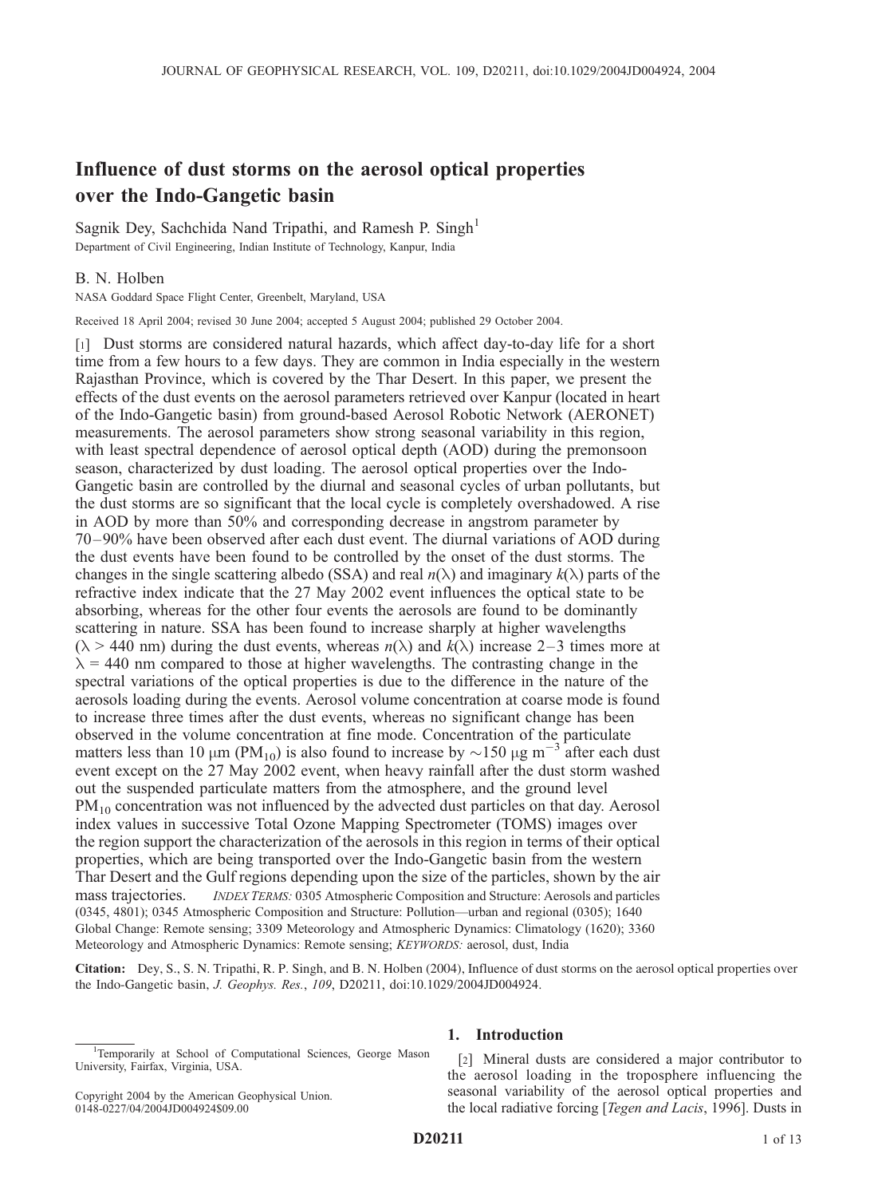# Influence of dust storms on the aerosol optical properties over the Indo-Gangetic basin

Sagnik Dey, Sachchida Nand Tripathi, and Ramesh P. Singh[1]

Department of Civil Engineering, Indian Institute of Technology, Kanpur, India

B. N. Holben

NASA Goddard Space Flight Center, Greenbelt, Maryland, USA

Received 18 April 2004; revised 30 June 2004; accepted 5 August 2004; published 29 October 2004.

[1] Dust storms are considered natural hazards, which affect day-to-day life for a short time from a few hours to a few days. They are common in India especially in the western Rajasthan Province, which is covered by the Thar Desert. In this paper, we present the effects of the dust events on the aerosol parameters retrieved over Kanpur (located in heart of the Indo-Gangetic basin) from ground-based Aerosol Robotic Network (AERONET) measurements. The aerosol parameters show strong seasonal variability in this region, with least spectral dependence of aerosol optical depth (AOD) during the premonsoon season, characterized by dust loading. The aerosol optical properties over the Indo-Gangetic basin are controlled by the diurnal and seasonal cycles of urban pollutants, but the dust storms are so significant that the local cycle is completely overshadowed. A rise in AOD by more than 50% and corresponding decrease in angstrom parameter by 70–90% have been observed after each dust event. The diurnal variations of AOD during the dust events have been found to be controlled by the onset of the dust storms. The changes in the single scattering albedo (SSA) and real $n(\lambda)$ and imaginary $k(\lambda)$ parts of the refractive index indicate that the 27 May 2002 event influences the optical state to be absorbing, whereas for the other four events the aerosols are found to be dominantly scattering in nature. SSA has been found to increase sharply at higher wavelengths ($\lambda > 440$ nm) during the dust events, whereas $n(\lambda)$ and $k(\lambda)$ increase 2–3 times more at $\lambda = 440$ nm compared to those at higher wavelengths. The contrasting change in the spectral variations of the optical properties is due to the difference in the nature of the aerosols loading during the events. Aerosol volume concentration at coarse mode is found to increase three times after the dust events, whereas no significant change has been observed in the volume concentration at fine mode. Concentration of the particulate matters less than 10 μm ($PM_{10}$) is also found to increase by $\sim$150 μg $m^{-3}$ after each dust event except on the 27 May 2002 event, when heavy rainfall after the dust storm washed out the suspended particulate matters from the atmosphere, and the ground level $PM_{10}$ concentration was not influenced by the advected dust particles on that day. Aerosol index values in successive Total Ozone Mapping Spectrometer (TOMS) images over the region support the characterization of the aerosols in this region in terms of their optical properties, which are being transported over the Indo-Gangetic basin from the western Thar Desert and the Gulf regions depending upon the size of the particles, shown by the air mass trajectories. *INDEX TERMS:* 0305 Atmospheric Composition and Structure: Aerosols and particles (0345, 4801); 0345 Atmospheric Composition and Structure: Pollution—urban and regional (0305); 1640 Global Change: Remote sensing; 3309 Meteorology and Atmospheric Dynamics: Climatology (1620); 3360 Meteorology and Atmospheric Dynamics: Remote sensing; *KEYWORDS:* aerosol, dust, India

**Citation:** Dey, S., S. N. Tripathi, R. P. Singh, and B. N. Holben (2004), Influence of dust storms on the aerosol optical properties over the Indo-Gangetic basin, *J. Geophys. Res.*, *109*, D20211, doi:10.1029/2004JD004924.

## 1. Introduction

[2] Mineral dusts are considered a major contributor to the aerosol loading in the troposphere influencing the seasonal variability of the aerosol optical properties and the local radiative forcing [*Tegen and Lacis*, 1996]. Dusts in

[1]Temporarily at School of Computational Sciences, George Mason University, Fairfax, Virginia, USA.

Copyright 2004 by the American Geophysical Union.
0148-0227/04/2004JD004924$09.00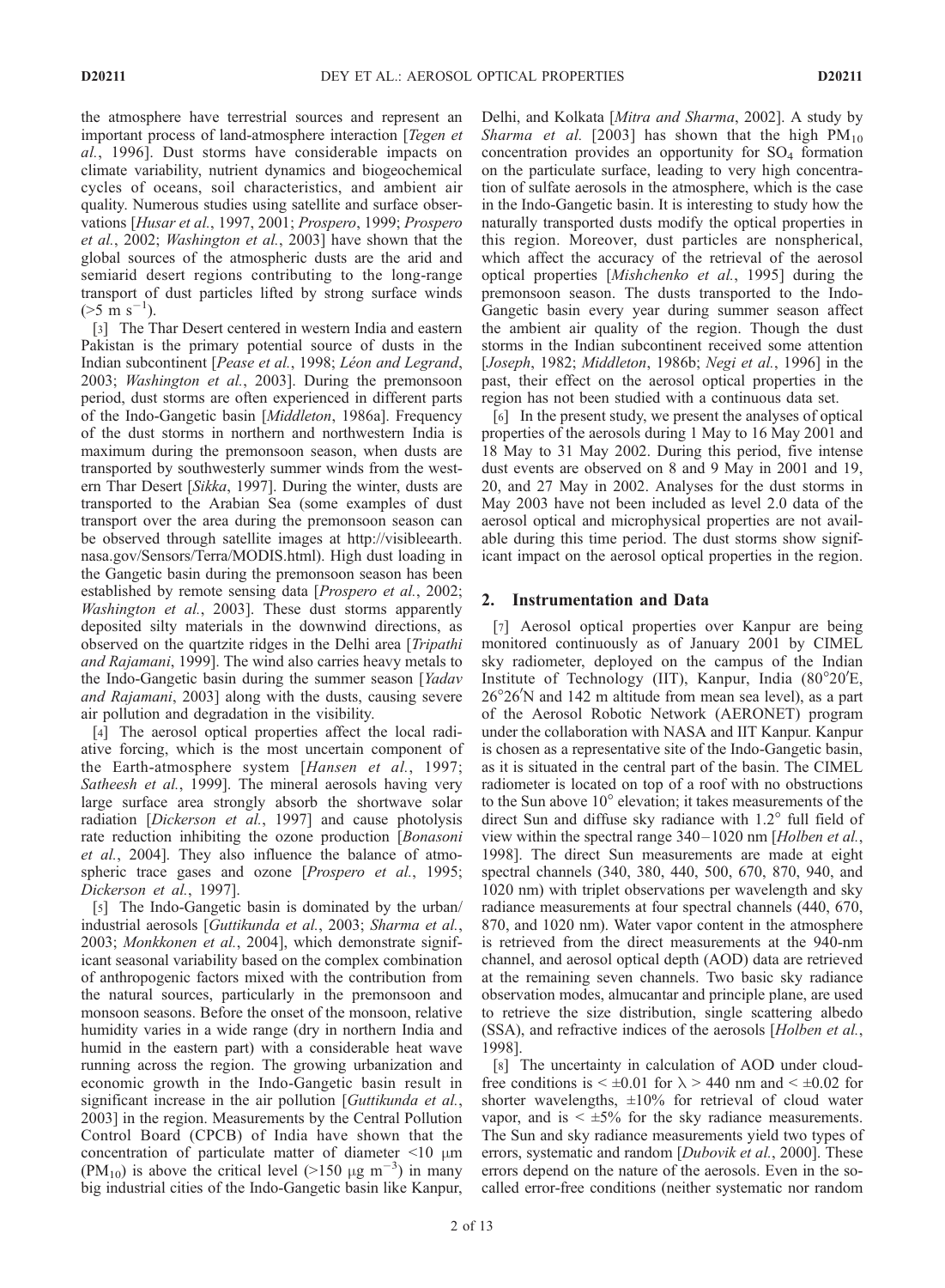the atmosphere have terrestrial sources and represent an important process of land-atmosphere interaction [*Tegen et al.*, 1996]. Dust storms have considerable impacts on climate variability, nutrient dynamics and biogeochemical cycles of oceans, soil characteristics, and ambient air quality. Numerous studies using satellite and surface observations [*Husar et al.*, 1997, 2001; *Prospero*, 1999; *Prospero et al.*, 2002; *Washington et al.*, 2003] have shown that the global sources of the atmospheric dusts are the arid and semiarid desert regions contributing to the long-range transport of dust particles lifted by strong surface winds ($>5$ m $s^{-1}$).

[3] The Thar Desert centered in western India and eastern Pakistan is the primary potential source of dusts in the Indian subcontinent [*Pease et al.*, 1998; *Léon and Legrand*, 2003; *Washington et al.*, 2003]. During the premonsoon period, dust storms are often experienced in different parts of the Indo-Gangetic basin [*Middleton*, 1986a]. Frequency of the dust storms in northern and northwestern India is maximum during the premonsoon season, when dusts are transported by southwesterly summer winds from the western Thar Desert [*Sikka*, 1997]. During the winter, dusts are transported to the Arabian Sea (some examples of dust transport over the area during the premonsoon season can be observed through satellite images at http://visibleearth.nasa.gov/Sensors/Terra/MODIS.html). High dust loading in the Gangetic basin during the premonsoon season has been established by remote sensing data [*Prospero et al.*, 2002; *Washington et al.*, 2003]. These dust storms apparently deposited silty materials in the downwind directions, as observed on the quartzite ridges in the Delhi area [*Tripathi and Rajamani*, 1999]. The wind also carries heavy metals to the Indo-Gangetic basin during the summer season [*Yadav and Rajamani*, 2003] along with the dusts, causing severe air pollution and degradation in the visibility.

[4] The aerosol optical properties affect the local radiative forcing, which is the most uncertain component of the Earth-atmosphere system [*Hansen et al.*, 1997; *Satheesh et al.*, 1999]. The mineral aerosols having very large surface area strongly absorb the shortwave solar radiation [*Dickerson et al.*, 1997] and cause photolysis rate reduction inhibiting the ozone production [*Bonasoni et al.*, 2004]. They also influence the balance of atmospheric trace gases and ozone [*Prospero et al.*, 1995; *Dickerson et al.*, 1997].

[5] The Indo-Gangetic basin is dominated by the urban/industrial aerosols [*Guttikunda et al.*, 2003; *Sharma et al.*, 2003; *Monkkonen et al.*, 2004], which demonstrate significant seasonal variability based on the complex combination of anthropogenic factors mixed with the contribution from the natural sources, particularly in the premonsoon and monsoon seasons. Before the onset of the monsoon, relative humidity varies in a wide range (dry in northern India and humid in the eastern part) with a considerable heat wave running across the region. The growing urbanization and economic growth in the Indo-Gangetic basin result in significant increase in the air pollution [*Guttikunda et al.*, 2003] in the region. Measurements by the Central Pollution Control Board (CPCB) of India have shown that the concentration of particulate matter of diameter $<10$ μm ($PM_{10}$) is above the critical level ($>150$ μg $m^{-3}$) in many big industrial cities of the Indo-Gangetic basin like Kanpur, Delhi, and Kolkata [*Mitra and Sharma*, 2002]. A study by *Sharma et al.* [2003] has shown that the high $PM_{10}$ concentration provides an opportunity for $SO_4$ formation on the particulate surface, leading to very high concentration of sulfate aerosols in the atmosphere, which is the case in the Indo-Gangetic basin. It is interesting to study how the naturally transported dusts modify the optical properties in this region. Moreover, dust particles are nonspherical, which affect the accuracy of the retrieval of the aerosol optical properties [*Mishchenko et al.*, 1995] during the premonsoon season. The dusts transported to the Indo-Gangetic basin every year during summer season affect the ambient air quality of the region. Though the dust storms in the Indian subcontinent received some attention [*Joseph*, 1982; *Middleton*, 1986b; *Negi et al.*, 1996] in the past, their effect on the aerosol optical properties in the region has not been studied with a continuous data set.

[6] In the present study, we present the analyses of optical properties of the aerosols during 1 May to 16 May 2001 and 18 May to 31 May 2002. During this period, five intense dust events are observed on 8 and 9 May in 2001 and 19, 20, and 27 May in 2002. Analyses for the dust storms in May 2003 have not been included as level 2.0 data of the aerosol optical and microphysical properties are not available during this time period. The dust storms show significant impact on the aerosol optical properties in the region.

## 2. Instrumentation and Data

[7] Aerosol optical properties over Kanpur are being monitored continuously as of January 2001 by CIMEL sky radiometer, deployed on the campus of the Indian Institute of Technology (IIT), Kanpur, India (80°20′E, 26°26′N and 142 m altitude from mean sea level), as a part of the Aerosol Robotic Network (AERONET) program under the collaboration with NASA and IIT Kanpur. Kanpur is chosen as a representative site of the Indo-Gangetic basin, as it is situated in the central part of the basin. The CIMEL radiometer is located on top of a roof with no obstructions to the Sun above 10° elevation; it takes measurements of the direct Sun and diffuse sky radiance with 1.2° full field of view within the spectral range 340–1020 nm [*Holben et al.*, 1998]. The direct Sun measurements are made at eight spectral channels (340, 380, 440, 500, 670, 870, 940, and 1020 nm) with triplet observations per wavelength and sky radiance measurements at four spectral channels (440, 670, 870, and 1020 nm). Water vapor content in the atmosphere is retrieved from the direct measurements at the 940-nm channel, and aerosol optical depth (AOD) data are retrieved at the remaining seven channels. Two basic sky radiance observation modes, almucantar and principle plane, are used to retrieve the size distribution, single scattering albedo (SSA), and refractive indices of the aerosols [*Holben et al.*, 1998].

[8] The uncertainty in calculation of AOD under cloud-free conditions is $< \pm 0.01$ for $\lambda > 440$ nm and $< \pm 0.02$ for shorter wavelengths, ±10% for retrieval of cloud water vapor, and is $< \pm 5\%$ for the sky radiance measurements. The Sun and sky radiance measurements yield two types of errors, systematic and random [*Dubovik et al.*, 2000]. These errors depend on the nature of the aerosols. Even in the so-called error-free conditions (neither systematic nor random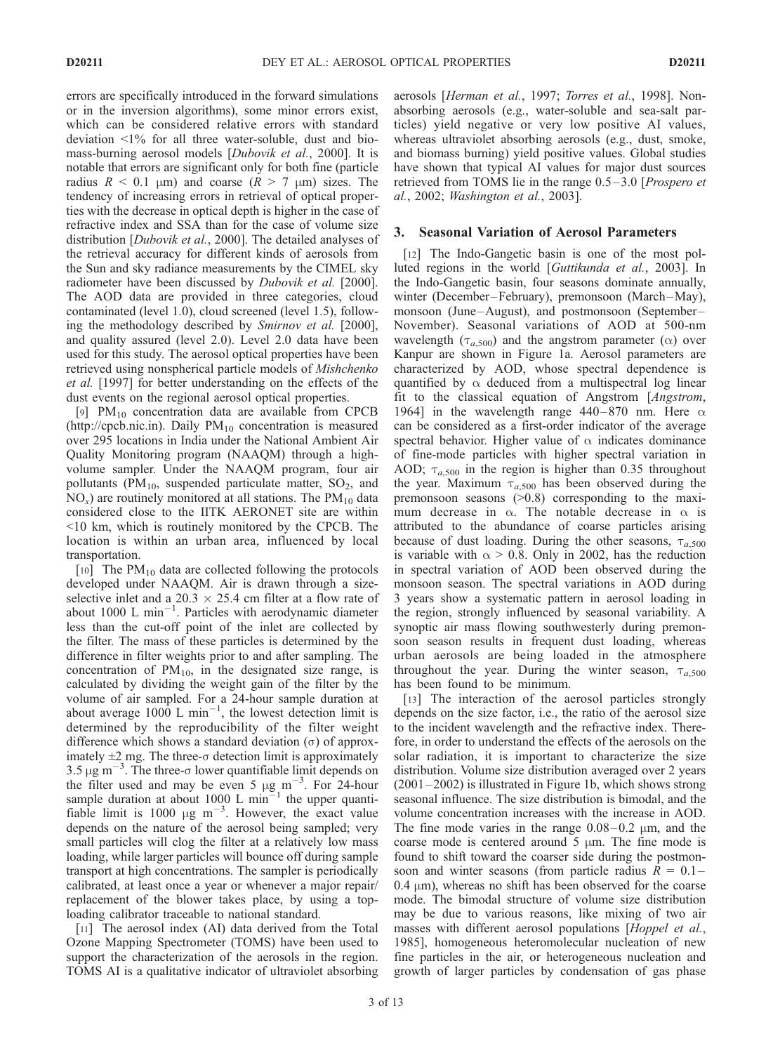errors are specifically introduced in the forward simulations or in the inversion algorithms), some minor errors exist, which can be considered relative errors with standard deviation <1% for all three water-soluble, dust and biomass-burning aerosol models [*Dubovik et al.*, 2000]. It is notable that errors are significant only for both fine (particle radius $R < 0.1$ μm) and coarse ($R > 7$ μm) sizes. The tendency of increasing errors in retrieval of optical properties with the decrease in optical depth is higher in the case of refractive index and SSA than for the case of volume size distribution [*Dubovik et al.*, 2000]. The detailed analyses of the retrieval accuracy for different kinds of aerosols from the Sun and sky radiance measurements by the CIMEL sky radiometer have been discussed by *Dubovik et al.* [2000]. The AOD data are provided in three categories, cloud contaminated (level 1.0), cloud screened (level 1.5), following the methodology described by *Smirnov et al.* [2000], and quality assured (level 2.0). Level 2.0 data have been used for this study. The aerosol optical properties have been retrieved using nonspherical particle models of *Mishchenko et al.* [1997] for better understanding on the effects of the dust events on the regional aerosol optical properties.

[9] $PM_{10}$ concentration data are available from CPCB (http://cpcb.nic.in). Daily $PM_{10}$ concentration is measured over 295 locations in India under the National Ambient Air Quality Monitoring program (NAAQM) through a high-volume sampler. Under the NAAQM program, four air pollutants ($PM_{10}$, suspended particulate matter, $SO_2$, and $NO_x$) are routinely monitored at all stations. The $PM_{10}$ data considered close to the IITK AERONET site are within <10 km, which is routinely monitored by the CPCB. The location is within an urban area, influenced by local transportation.

[10] The $PM_{10}$ data are collected following the protocols developed under NAAQM. Air is drawn through a size-selective inlet and a 20.3 × 25.4 cm filter at a flow rate of about 1000 L $min^{-1}$. Particles with aerodynamic diameter less than the cut-off point of the inlet are collected by the filter. The mass of these particles is determined by the difference in filter weights prior to and after sampling. The concentration of $PM_{10}$, in the designated size range, is calculated by dividing the weight gain of the filter by the volume of air sampled. For a 24-hour sample duration at about average 1000 L $min^{-1}$, the lowest detection limit is determined by the reproducibility of the filter weight difference which shows a standard deviation ($\sigma$) of approximately ±2 mg. The three-$\sigma$ detection limit is approximately 3.5 μg $m^{-3}$. The three-$\sigma$ lower quantifiable limit depends on the filter used and may be even 5 μg $m^{-3}$. For 24-hour sample duration at about 1000 L $min^{-1}$ the upper quantifiable limit is 1000 μg $m^{-3}$. However, the exact value depends on the nature of the aerosol being sampled; very small particles will clog the filter at a relatively low mass loading, while larger particles will bounce off during sample transport at high concentrations. The sampler is periodically calibrated, at least once a year or whenever a major repair/replacement of the blower takes place, by using a top-loading calibrator traceable to national standard.

[11] The aerosol index (AI) data derived from the Total Ozone Mapping Spectrometer (TOMS) have been used to support the characterization of the aerosols in the region. TOMS AI is a qualitative indicator of ultraviolet absorbing aerosols [*Herman et al.*, 1997; *Torres et al.*, 1998]. Non-absorbing aerosols (e.g., water-soluble and sea-salt particles) yield negative or very low positive AI values, whereas ultraviolet absorbing aerosols (e.g., dust, smoke, and biomass burning) yield positive values. Global studies have shown that typical AI values for major dust sources retrieved from TOMS lie in the range 0.5–3.0 [*Prospero et al.*, 2002; *Washington et al.*, 2003].

## 3. Seasonal Variation of Aerosol Parameters

[12] The Indo-Gangetic basin is one of the most polluted regions in the world [*Guttikunda et al.*, 2003]. In the Indo-Gangetic basin, four seasons dominate annually, winter (December–February), premonsoon (March–May), monsoon (June–August), and postmonsoon (September–November). Seasonal variations of AOD at 500-nm wavelength ($\tau_{a,500}$) and the angstrom parameter ($\alpha$) over Kanpur are shown in Figure 1a. Aerosol parameters are characterized by AOD, whose spectral dependence is quantified by $\alpha$ deduced from a multispectral log linear fit to the classical equation of Angstrom [*Angstrom*, 1964] in the wavelength range 440–870 nm. Here $\alpha$ can be considered as a first-order indicator of the average spectral behavior. Higher value of $\alpha$ indicates dominance of fine-mode particles with higher spectral variation in AOD; $\tau_{a,500}$ in the region is higher than 0.35 throughout the year. Maximum $\tau_{a,500}$ has been observed during the premonsoon seasons (>0.8) corresponding to the maximum decrease in $\alpha$. The notable decrease in $\alpha$ is attributed to the abundance of coarse particles arising because of dust loading. During the other seasons, $\tau_{a,500}$ is variable with $\alpha > 0.8$. Only in 2002, has the reduction in spectral variation of AOD been observed during the monsoon season. The spectral variations in AOD during 3 years show a systematic pattern in aerosol loading in the region, strongly influenced by seasonal variability. A synoptic air mass flowing southwesterly during premonsoon season results in frequent dust loading, whereas urban aerosols are being loaded in the atmosphere throughout the year. During the winter season, $\tau_{a,500}$ has been found to be minimum.

[13] The interaction of the aerosol particles strongly depends on the size factor, i.e., the ratio of the aerosol size to the incident wavelength and the refractive index. Therefore, in order to understand the effects of the aerosols on the solar radiation, it is important to characterize the size distribution. Volume size distribution averaged over 2 years (2001–2002) is illustrated in Figure 1b, which shows strong seasonal influence. The size distribution is bimodal, and the volume concentration increases with the increase in AOD. The fine mode varies in the range 0.08–0.2 μm, and the coarse mode is centered around 5 μm. The fine mode is found to shift toward the coarser side during the postmonsoon and winter seasons (from particle radius $R$ = 0.1–0.4 μm), whereas no shift has been observed for the coarse mode. The bimodal structure of volume size distribution may be due to various reasons, like mixing of two air masses with different aerosol populations [*Hoppel et al.*, 1985], homogeneous heteromolecular nucleation of new fine particles in the air, or heterogeneous nucleation and growth of larger particles by condensation of gas phase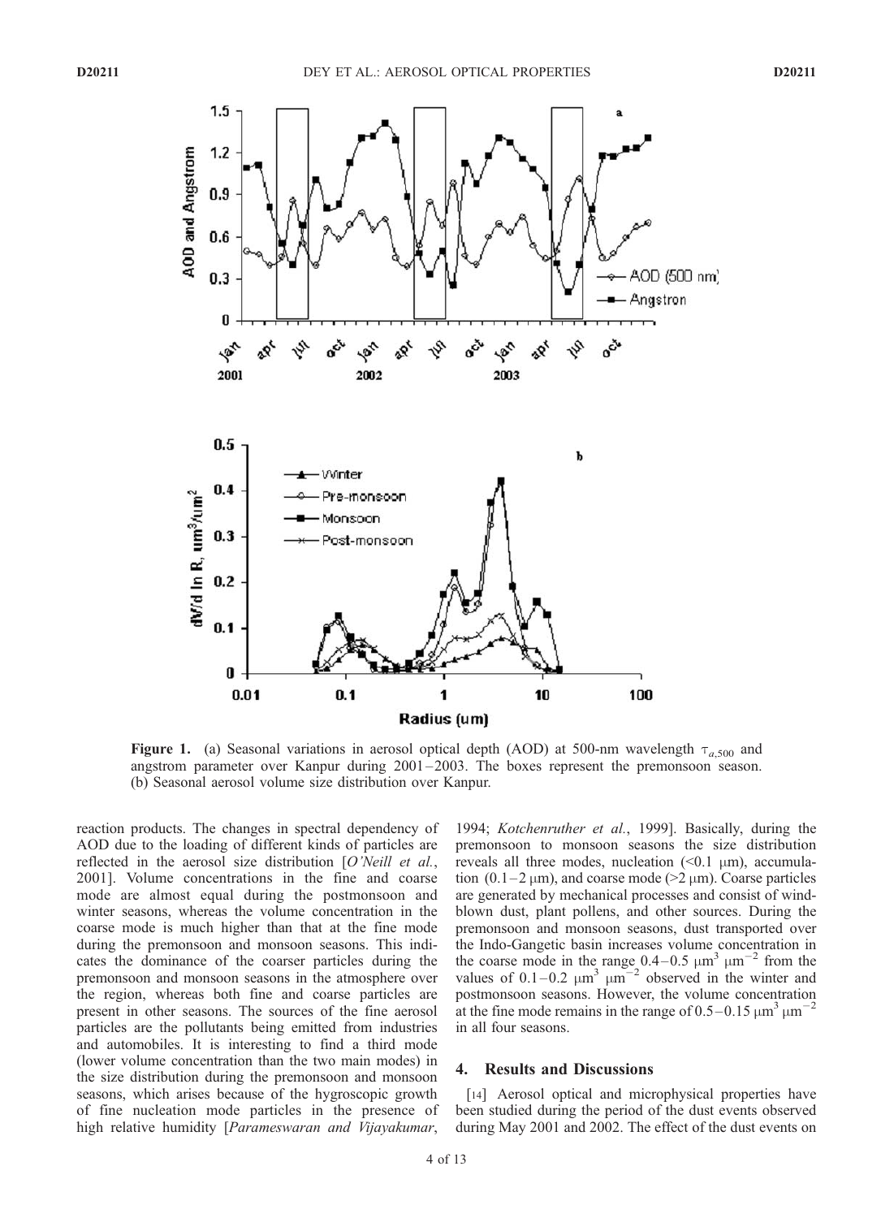**Figure 1.** (a) Seasonal variations in aerosol optical depth (AOD) at 500-nm wavelength $\tau_{a,500}$ and angstrom parameter over Kanpur during 2001–2003. The boxes represent the premonsoon season. (b) Seasonal aerosol volume size distribution over Kanpur.

reaction products. The changes in spectral dependency of AOD due to the loading of different kinds of particles are reflected in the aerosol size distribution [*O'Neill et al.*, 2001]. Volume concentrations in the fine and coarse mode are almost equal during the postmonsoon and winter seasons, whereas the volume concentration in the coarse mode is much higher than that at the fine mode during the premonsoon and monsoon seasons. This indicates the dominance of the coarser particles during the premonsoon and monsoon seasons in the atmosphere over the region, whereas both fine and coarse particles are present in other seasons. The sources of the fine aerosol particles are the pollutants being emitted from industries and automobiles. It is interesting to find a third mode (lower volume concentration than the two main modes) in the size distribution during the premonsoon and monsoon seasons, which arises because of the hygroscopic growth of fine nucleation mode particles in the presence of high relative humidity [*Parameswaran and Vijayakumar*, 1994; *Kotchenruther et al.*, 1999]. Basically, during the premonsoon to monsoon seasons the size distribution reveals all three modes, nucleation (<0.1 μm), accumulation (0.1–2 μm), and coarse mode (>2 μm). Coarse particles are generated by mechanical processes and consist of wind-blown dust, plant pollens, and other sources. During the premonsoon and monsoon seasons, dust transported over the Indo-Gangetic basin increases volume concentration in the coarse mode in the range 0.4–0.5 $\mu m^3\ \mu m^{-2}$ from the values of 0.1–0.2 $\mu m^3\ \mu m^{-2}$ observed in the winter and postmonsoon seasons. However, the volume concentration at the fine mode remains in the range of 0.5–0.15 $\mu m^3\ \mu m^{-2}$ in all four seasons.

## 4. Results and Discussions

[14] Aerosol optical and microphysical properties have been studied during the period of the dust events observed during May 2001 and 2002. The effect of the dust events on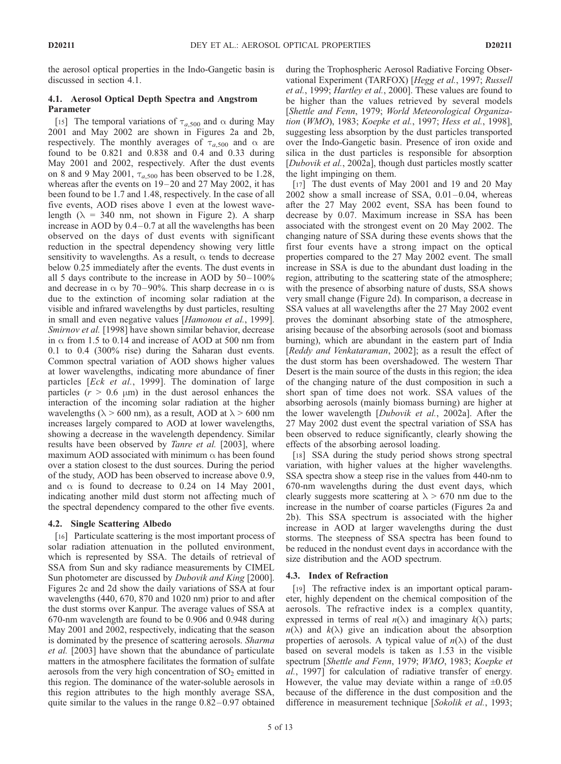the aerosol optical properties in the Indo-Gangetic basin is discussed in section 4.1.

### 4.1. Aerosol Optical Depth Spectra and Angstrom Parameter

[15] The temporal variations of $\tau_{a,500}$ and $\alpha$ during May 2001 and May 2002 are shown in Figures 2a and 2b, respectively. The monthly averages of $\tau_{a,500}$ and $\alpha$ are found to be 0.821 and 0.838 and 0.4 and 0.33 during May 2001 and 2002, respectively. After the dust events on 8 and 9 May 2001, $\tau_{a,500}$ has been observed to be 1.28, whereas after the events on 19–20 and 27 May 2002, it has been found to be 1.7 and 1.48, respectively. In the case of all five events, AOD rises above 1 even at the lowest wavelength ($\lambda$ = 340 nm, not shown in Figure 2). A sharp increase in AOD by 0.4–0.7 at all the wavelengths has been observed on the days of dust events with significant reduction in the spectral dependency showing very little sensitivity to wavelengths. As a result, $\alpha$ tends to decrease below 0.25 immediately after the events. The dust events in all 5 days contribute to the increase in AOD by 50–100% and decrease in $\alpha$ by 70–90%. This sharp decrease in $\alpha$ is due to the extinction of incoming solar radiation at the visible and infrared wavelengths by dust particles, resulting in small and even negative values [*Hamonou et al.*, 1999]. *Smirnov et al.* [1998] have shown similar behavior, decrease in $\alpha$ from 1.5 to 0.14 and increase of AOD at 500 nm from 0.1 to 0.4 (300% rise) during the Saharan dust events. Common spectral variation of AOD shows higher values at lower wavelengths, indicating more abundance of finer particles [*Eck et al.*, 1999]. The domination of large particles ($r$ > 0.6 $\mu$m) in the dust aerosol enhances the interaction of the incoming solar radiation at the higher wavelengths ($\lambda$ > 600 nm), as a result, AOD at $\lambda$ > 600 nm increases largely compared to AOD at lower wavelengths, showing a decrease in the wavelength dependency. Similar results have been observed by *Tanre et al.* [2003], where maximum AOD associated with minimum $\alpha$ has been found over a station closest to the dust sources. During the period of the study, AOD has been observed to increase above 0.9, and $\alpha$ is found to decrease to 0.24 on 14 May 2001, indicating another mild dust storm not affecting much of the spectral dependency compared to the other five events.

### 4.2. Single Scattering Albedo

[16] Particulate scattering is the most important process of solar radiation attenuation in the polluted environment, which is represented by SSA. The details of retrieval of SSA from Sun and sky radiance measurements by CIMEL Sun photometer are discussed by *Dubovik and King* [2000]. Figures 2c and 2d show the daily variations of SSA at four wavelengths (440, 670, 870 and 1020 nm) prior to and after the dust storms over Kanpur. The average values of SSA at 670-nm wavelength are found to be 0.906 and 0.948 during May 2001 and 2002, respectively, indicating that the season is dominated by the presence of scattering aerosols. *Sharma et al.* [2003] have shown that the abundance of particulate matters in the atmosphere facilitates the formation of sulfate aerosols from the very high concentration of $SO_2$ emitted in this region. The dominance of the water-soluble aerosols in this region attributes to the high monthly average SSA, quite similar to the values in the range 0.82–0.97 obtained during the Trophospheric Aerosol Radiative Forcing Observational Experiment (TARFOX) [*Hegg et al.*, 1997; *Russell et al.*, 1999; *Hartley et al.*, 2000]. These values are found to be higher than the values retrieved by several models [*Shettle and Fenn*, 1979; *World Meteorological Organization* (*WMO*), 1983; *Koepke et al.*, 1997; *Hess et al.*, 1998], suggesting less absorption by the dust particles transported over the Indo-Gangetic basin. Presence of iron oxide and silica in the dust particles is responsible for absorption [*Dubovik et al.*, 2002a], though dust particles mostly scatter the light impinging on them.

[17] The dust events of May 2001 and 19 and 20 May 2002 show a small increase of SSA, 0.01–0.04, whereas after the 27 May 2002 event, SSA has been found to decrease by 0.07. Maximum increase in SSA has been associated with the strongest event on 20 May 2002. The changing nature of SSA during these events shows that the first four events have a strong impact on the optical properties compared to the 27 May 2002 event. The small increase in SSA is due to the abundant dust loading in the region, attributing to the scattering state of the atmosphere; with the presence of absorbing nature of dusts, SSA shows very small change (Figure 2d). In comparison, a decrease in SSA values at all wavelengths after the 27 May 2002 event proves the dominant absorbing state of the atmosphere, arising because of the absorbing aerosols (soot and biomass burning), which are abundant in the eastern part of India [*Reddy and Venkataraman*, 2002]; as a result the effect of the dust storm has been overshadowed. The western Thar Desert is the main source of the dusts in this region; the idea of the changing nature of the dust composition in such a short span of time does not work. SSA values of the absorbing aerosols (mainly biomass burning) are higher at the lower wavelength [*Dubovik et al.*, 2002a]. After the 27 May 2002 dust event the spectral variation of SSA has been observed to reduce significantly, clearly showing the effects of the absorbing aerosol loading.

[18] SSA during the study period shows strong spectral variation, with higher values at the higher wavelengths. SSA spectra show a steep rise in the values from 440-nm to 670-nm wavelengths during the dust event days, which clearly suggests more scattering at $\lambda$ > 670 nm due to the increase in the number of coarse particles (Figures 2a and 2b). This SSA spectrum is associated with the higher increase in AOD at larger wavelengths during the dust storms. The steepness of SSA spectra has been found to be reduced in the nondust event days in accordance with the size distribution and the AOD spectrum.

### 4.3. Index of Refraction

[19] The refractive index is an important optical parameter, highly dependent on the chemical composition of the aerosols. The refractive index is a complex quantity, expressed in terms of real $n(\lambda)$ and imaginary $k(\lambda)$ parts; $n(\lambda)$ and $k(\lambda)$ give an indication about the absorption properties of aerosols. A typical value of $n(\lambda)$ of the dust based on several models is taken as 1.53 in the visible spectrum [*Shettle and Fenn*, 1979; *WMO*, 1983; *Koepke et al.*, 1997] for calculation of radiative transfer of energy. However, the value may deviate within a range of $\pm$0.05 because of the difference in the dust composition and the difference in measurement technique [*Sokolik et al.*, 1993;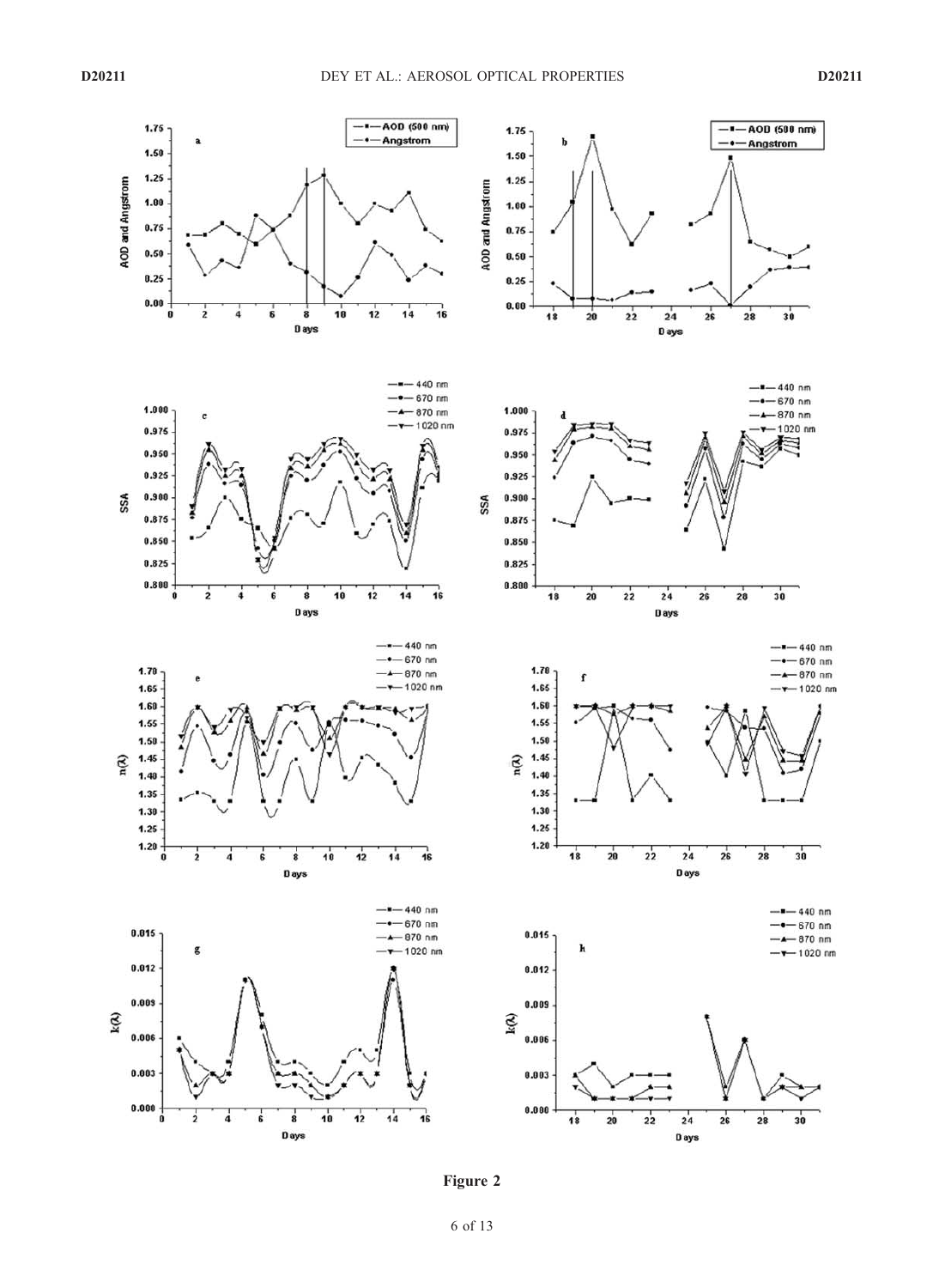**Figure 2**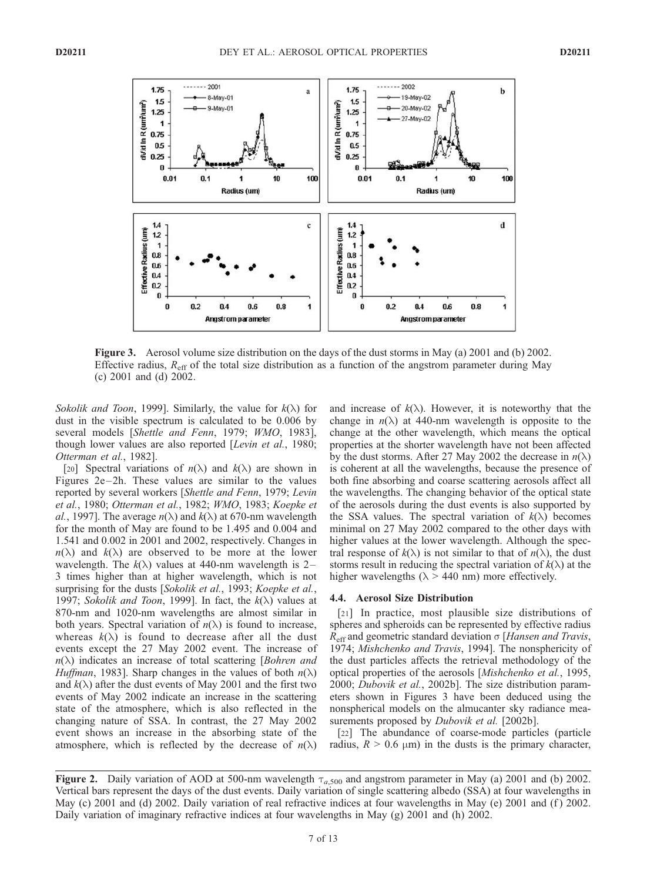Figure 3. Aerosol volume size distribution on the days of the dust storms in May (a) 2001 and (b) 2002. Effective radius, $R_{\text{eff}}$ of the total size distribution as a function of the angstrom parameter during May (c) 2001 and (d) 2002.

*Sokolik and Toon*, 1999]. Similarly, the value for $k(\lambda)$ for dust in the visible spectrum is calculated to be 0.006 by several models [*Shettle and Fenn*, 1979; *WMO*, 1983], though lower values are also reported [*Levin et al.*, 1980; *Otterman et al.*, 1982].

[20] Spectral variations of $n(\lambda)$ and $k(\lambda)$ are shown in Figures 2e–2h. These values are similar to the values reported by several workers [*Shettle and Fenn*, 1979; *Levin et al.*, 1980; *Otterman et al.*, 1982; *WMO*, 1983; *Koepke et al.*, 1997]. The average $n(\lambda)$ and $k(\lambda)$ at 670-nm wavelength for the month of May are found to be 1.495 and 0.004 and 1.541 and 0.002 in 2001 and 2002, respectively. Changes in $n(\lambda)$ and $k(\lambda)$ are observed to be more at the lower wavelength. The $k(\lambda)$ values at 440-nm wavelength is 2–3 times higher than at higher wavelength, which is not surprising for the dusts [*Sokolik et al.*, 1993; *Koepke et al.*, 1997; *Sokolik and Toon*, 1999]. In fact, the $k(\lambda)$ values at 870-nm and 1020-nm wavelengths are almost similar in both years. Spectral variation of $n(\lambda)$ is found to increase, whereas $k(\lambda)$ is found to decrease after all the dust events except the 27 May 2002 event. The increase of $n(\lambda)$ indicates an increase of total scattering [*Bohren and Huffman*, 1983]. Sharp changes in the values of both $n(\lambda)$ and $k(\lambda)$ after the dust events of May 2001 and the first two events of May 2002 indicate an increase in the scattering state of the atmosphere, which is also reflected in the changing nature of SSA. In contrast, the 27 May 2002 event shows an increase in the absorbing state of the atmosphere, which is reflected by the decrease of $n(\lambda)$ and increase of $k(\lambda)$. However, it is noteworthy that the change in $n(\lambda)$ at 440-nm wavelength is opposite to the change at the other wavelength, which means the optical properties at the shorter wavelength have not been affected by the dust storms. After 27 May 2002 the decrease in $n(\lambda)$ is coherent at all the wavelengths, because the presence of both fine absorbing and coarse scattering aerosols affect all the wavelengths. The changing behavior of the optical state of the aerosols during the dust events is also supported by the SSA values. The spectral variation of $k(\lambda)$ becomes minimal on 27 May 2002 compared to the other days with higher values at the lower wavelength. Although the spectral response of $k(\lambda)$ is not similar to that of $n(\lambda)$, the dust storms result in reducing the spectral variation of $k(\lambda)$ at the higher wavelengths ($\lambda$ > 440 nm) more effectively.

### 4.4. Aerosol Size Distribution

[21] In practice, most plausible size distributions of spheres and spheroids can be represented by effective radius $R_{\text{eff}}$ and geometric standard deviation $\sigma$ [*Hansen and Travis*, 1974; *Mishchenko and Travis*, 1994]. The nonsphericity of the dust particles affects the retrieval methodology of the optical properties of the aerosols [*Mishchenko et al.*, 1995, 2000; *Dubovik et al.*, 2002b]. The size distribution parameters shown in Figures 3 have been deduced using the nonspherical models on the almucanter sky radiance measurements proposed by *Dubovik et al.* [2002b].

[22] The abundance of coarse-mode particles (particle radius, $R$ > 0.6 μm) in the dusts is the primary character,

Figure 2. Daily variation of AOD at 500-nm wavelength $\tau_{a,500}$ and angstrom parameter in May (a) 2001 and (b) 2002. Vertical bars represent the days of the dust events. Daily variation of single scattering albedo (SSA) at four wavelengths in May (c) 2001 and (d) 2002. Daily variation of real refractive indices at four wavelengths in May (e) 2001 and (f) 2002. Daily variation of imaginary refractive indices at four wavelengths in May (g) 2001 and (h) 2002.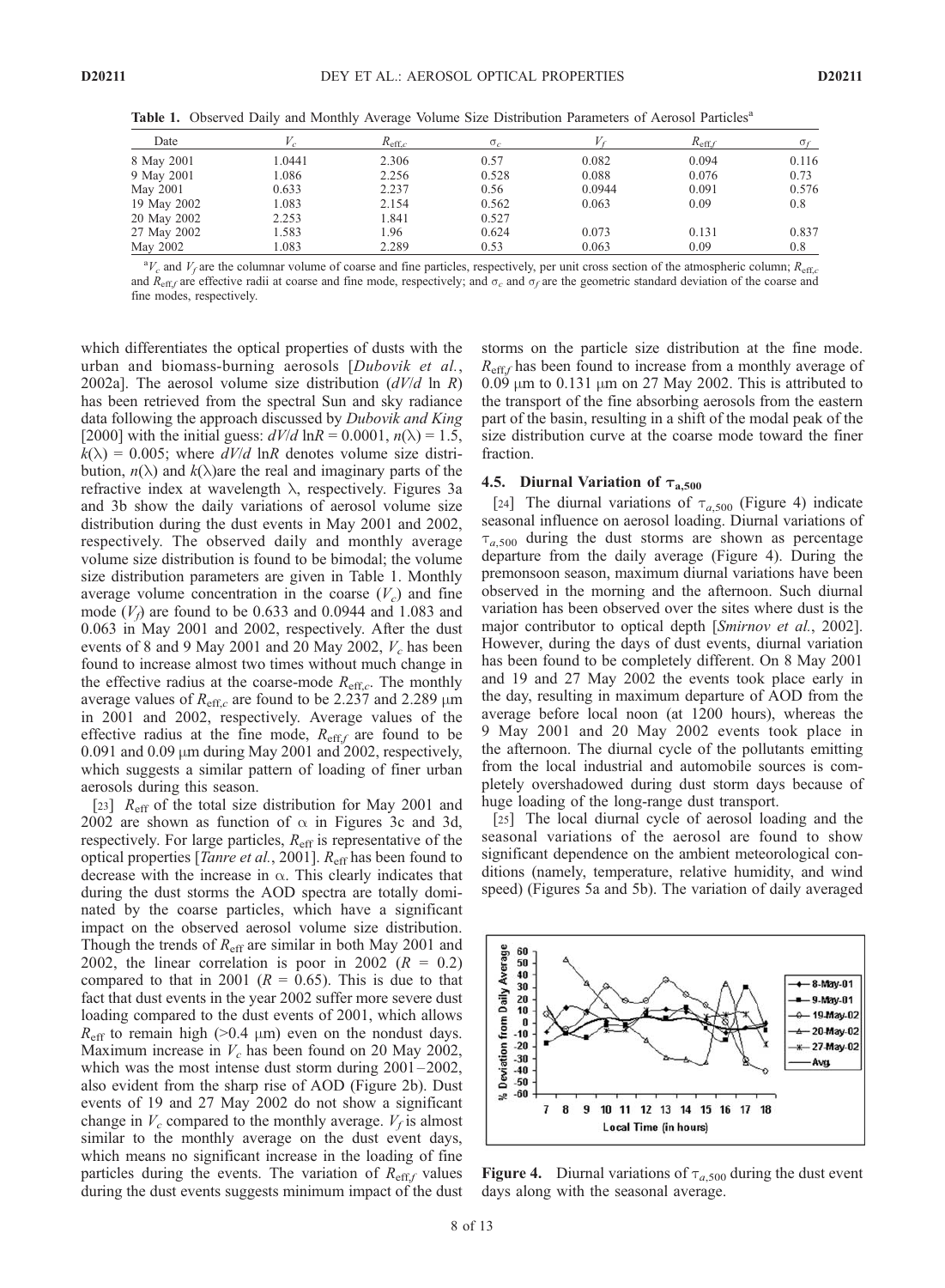**Table 1.** Observed Daily and Monthly Average Volume Size Distribution Parameters of Aerosol Particles[a]

| Date | $V_c$ | $R_{\mathrm{eff},c}$ | $\sigma_c$ | $V_f$ | $R_{\mathrm{eff},f}$ | $\sigma_f$ |
|---|---|---|---|---|---|---|
| 8 May 2001 | 1.0441 | 2.306 | 0.57 | 0.082 | 0.094 | 0.116 |
| 9 May 2001 | 1.086 | 2.256 | 0.528 | 0.088 | 0.076 | 0.73 |
| May 2001 | 0.633 | 2.237 | 0.56 | 0.0944 | 0.091 | 0.576 |
| 19 May 2002 | 1.083 | 2.154 | 0.562 | 0.063 | 0.09 | 0.8 |
| 20 May 2002 | 2.253 | 1.841 | 0.527 | | | |
| 27 May 2002 | 1.583 | 1.96 | 0.624 | 0.073 | 0.131 | 0.837 |
| May 2002 | 1.083 | 2.289 | 0.53 | 0.063 | 0.09 | 0.8 |

[a] $V_c$ and $V_f$ are the columnar volume of coarse and fine particles, respectively, per unit cross section of the atmospheric column; $R_{\mathrm{eff},c}$ and $R_{\mathrm{eff},f}$ are effective radii at coarse and fine mode, respectively; and $\sigma_c$ and $\sigma_f$ are the geometric standard deviation of the coarse and fine modes, respectively.

which differentiates the optical properties of dusts with the urban and biomass-burning aerosols [*Dubovik et al.*, 2002a]. The aerosol volume size distribution ($dV/d \ln R$) has been retrieved from the spectral Sun and sky radiance data following the approach discussed by *Dubovik and King* [2000] with the initial guess: $dV/d \ln R = 0.0001$, $n(\lambda) = 1.5$, $k(\lambda) = 0.005$; where $dV/d \ln R$ denotes volume size distribution, $n(\lambda)$ and $k(\lambda)$are the real and imaginary parts of the refractive index at wavelength $\lambda$, respectively. Figures 3a and 3b show the daily variations of aerosol volume size distribution during the dust events in May 2001 and 2002, respectively. The observed daily and monthly average volume size distribution is found to be bimodal; the volume size distribution parameters are given in Table 1. Monthly average volume concentration in the coarse ($V_c$) and fine mode ($V_f$) are found to be 0.633 and 0.0944 and 1.083 and 0.063 in May 2001 and 2002, respectively. After the dust events of 8 and 9 May 2001 and 20 May 2002, $V_c$ has been found to increase almost two times without much change in the effective radius at the coarse-mode $R_{\mathrm{eff},c}$. The monthly average values of $R_{\mathrm{eff},c}$ are found to be 2.237 and 2.289 μm in 2001 and 2002, respectively. Average values of the effective radius at the fine mode, $R_{\mathrm{eff},f}$ are found to be 0.091 and 0.09 μm during May 2001 and 2002, respectively, which suggests a similar pattern of loading of finer urban aerosols during this season.

[23] $R_{\mathrm{eff}}$ of the total size distribution for May 2001 and 2002 are shown as function of $\alpha$ in Figures 3c and 3d, respectively. For large particles, $R_{\mathrm{eff}}$ is representative of the optical properties [*Tanre et al.*, 2001]. $R_{\mathrm{eff}}$ has been found to decrease with the increase in $\alpha$. This clearly indicates that during the dust storms the AOD spectra are totally dominated by the coarse particles, which have a significant impact on the observed aerosol volume size distribution. Though the trends of $R_{\mathrm{eff}}$ are similar in both May 2001 and 2002, the linear correlation is poor in 2002 ($R = 0.2$) compared to that in 2001 ($R = 0.65$). This is due to that fact that dust events in the year 2002 suffer more severe dust loading compared to the dust events of 2001, which allows $R_{\mathrm{eff}}$ to remain high (>0.4 μm) even on the nondust days. Maximum increase in $V_c$ has been found on 20 May 2002, which was the most intense dust storm during 2001–2002, also evident from the sharp rise of AOD (Figure 2b). Dust events of 19 and 27 May 2002 do not show a significant change in $V_c$ compared to the monthly average. $V_f$ is almost similar to the monthly average on the dust event days, which means no significant increase in the loading of fine particles during the events. The variation of $R_{\mathrm{eff},f}$ values during the dust events suggests minimum impact of the dust storms on the particle size distribution at the fine mode. $R_{\mathrm{eff},f}$ has been found to increase from a monthly average of 0.09 μm to 0.131 μm on 27 May 2002. This is attributed to the transport of the fine absorbing aerosols from the eastern part of the basin, resulting in a shift of the modal peak of the size distribution curve at the coarse mode toward the finer fraction.

### 4.5. Diurnal Variation of $\tau_{a,500}$

[24] The diurnal variations of $\tau_{a,500}$ (Figure 4) indicate seasonal influence on aerosol loading. Diurnal variations of $\tau_{a,500}$ during the dust storms are shown as percentage departure from the daily average (Figure 4). During the premonsoon season, maximum diurnal variations have been observed in the morning and the afternoon. Such diurnal variation has been observed over the sites where dust is the major contributor to optical depth [*Smirnov et al.*, 2002]. However, during the days of dust events, diurnal variation has been found to be completely different. On 8 May 2001 and 19 and 27 May 2002 the events took place early in the day, resulting in maximum departure of AOD from the average before local noon (at 1200 hours), whereas the 9 May 2001 and 20 May 2002 events took place in the afternoon. The diurnal cycle of the pollutants emitting from the local industrial and automobile sources is completely overshadowed during dust storm days because of huge loading of the long-range dust transport.

[25] The local diurnal cycle of aerosol loading and the seasonal variations of the aerosol are found to show significant dependence on the ambient meteorological conditions (namely, temperature, relative humidity, and wind speed) (Figures 5a and 5b). The variation of daily averaged

**Figure 4.** Diurnal variations of $\tau_{a,500}$ during the dust event days along with the seasonal average.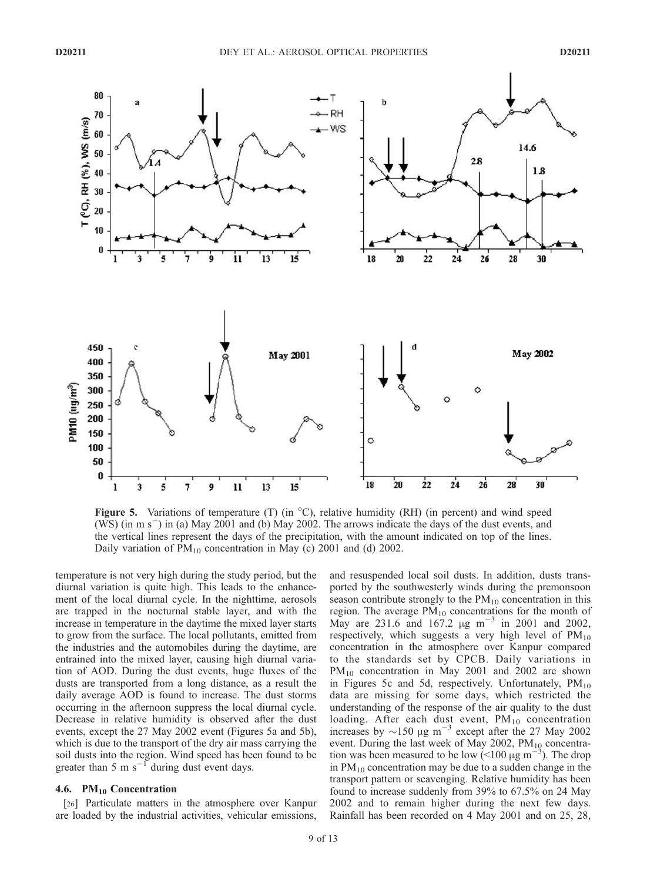**Figure 5.** Variations of temperature (T) (in °C), relative humidity (RH) (in percent) and wind speed (WS) (in m s$^{-}$) in (a) May 2001 and (b) May 2002. The arrows indicate the days of the dust events, and the vertical lines represent the days of the precipitation, with the amount indicated on top of the lines. Daily variation of $PM_{10}$ concentration in May (c) 2001 and (d) 2002.

temperature is not very high during the study period, but the diurnal variation is quite high. This leads to the enhancement of the local diurnal cycle. In the nighttime, aerosols are trapped in the nocturnal stable layer, and with the increase in temperature in the daytime the mixed layer starts to grow from the surface. The local pollutants, emitted from the industries and the automobiles during the daytime, are entrained into the mixed layer, causing high diurnal variation of AOD. During the dust events, huge fluxes of the dusts are transported from a long distance, as a result the daily average AOD is found to increase. The dust storms occurring in the afternoon suppress the local diurnal cycle. Decrease in relative humidity is observed after the dust events, except the 27 May 2002 event (Figures 5a and 5b), which is due to the transport of the dry air mass carrying the soil dusts into the region. Wind speed has been found to be greater than 5 m s$^{-1}$ during dust event days.

### 4.6. $PM_{10}$ Concentration

[26] Particulate matters in the atmosphere over Kanpur are loaded by the industrial activities, vehicular emissions, and resuspended local soil dusts. In addition, dusts transported by the southwesterly winds during the premonsoon season contribute strongly to the $PM_{10}$ concentration in this region. The average $PM_{10}$ concentrations for the month of May are 231.6 and 167.2 $\mu g\ m^{-3}$ in 2001 and 2002, respectively, which suggests a very high level of $PM_{10}$ concentration in the atmosphere over Kanpur compared to the standards set by CPCB. Daily variations in $PM_{10}$ concentration in May 2001 and 2002 are shown in Figures 5c and 5d, respectively. Unfortunately, $PM_{10}$ data are missing for some days, which restricted the understanding of the response of the air quality to the dust loading. After each dust event, $PM_{10}$ concentration increases by $\sim$150 $\mu g\ m^{-3}$ except after the 27 May 2002 event. During the last week of May 2002, $PM_{10}$ concentration was been measured to be low (<100 $\mu g\ m^{-3}$). The drop in $PM_{10}$ concentration may be due to a sudden change in the transport pattern or scavenging. Relative humidity has been found to increase suddenly from 39% to 67.5% on 24 May 2002 and to remain higher during the next few days. Rainfall has been recorded on 4 May 2001 and on 25, 28,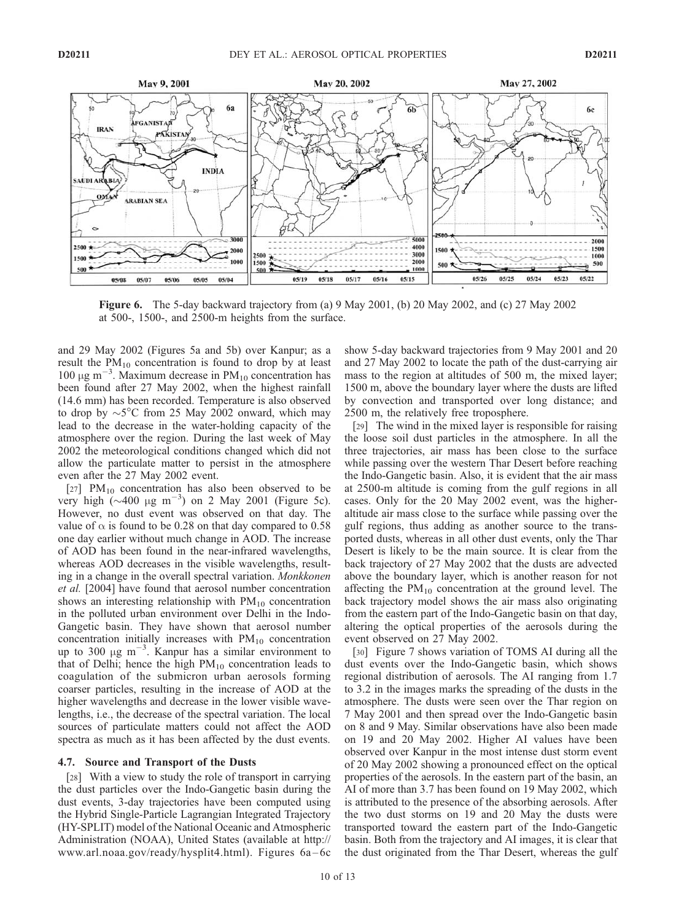**Figure 6.** The 5-day backward trajectory from (a) 9 May 2001, (b) 20 May 2002, and (c) 27 May 2002 at 500-, 1500-, and 2500-m heights from the surface.

and 29 May 2002 (Figures 5a and 5b) over Kanpur; as a result the $PM_{10}$ concentration is found to drop by at least 100 $\mu g\ m^{-3}$. Maximum decrease in $PM_{10}$ concentration has been found after 27 May 2002, when the highest rainfall (14.6 mm) has been recorded. Temperature is also observed to drop by $\sim 5°C$ from 25 May 2002 onward, which may lead to the decrease in the water-holding capacity of the atmosphere over the region. During the last week of May 2002 the meteorological conditions changed which did not allow the particulate matter to persist in the atmosphere even after the 27 May 2002 event.

[27] $PM_{10}$ concentration has also been observed to be very high ($\sim 400\ \mu g\ m^{-3}$) on 2 May 2001 (Figure 5c). However, no dust event was observed on that day. The value of $\alpha$ is found to be 0.28 on that day compared to 0.58 one day earlier without much change in AOD. The increase of AOD has been found in the near-infrared wavelengths, whereas AOD decreases in the visible wavelengths, resulting in a change in the overall spectral variation. *Monkkonen et al.* [2004] have found that aerosol number concentration shows an interesting relationship with $PM_{10}$ concentration in the polluted urban environment over Delhi in the Indo-Gangetic basin. They have shown that aerosol number concentration initially increases with $PM_{10}$ concentration up to 300 $\mu g\ m^{-3}$. Kanpur has a similar environment to that of Delhi; hence the high $PM_{10}$ concentration leads to coagulation of the submicron urban aerosols forming coarser particles, resulting in the increase of AOD at the higher wavelengths and decrease in the lower visible wavelengths, i.e., the decrease of the spectral variation. The local sources of particulate matters could not affect the AOD spectra as much as it has been affected by the dust events.

### 4.7. Source and Transport of the Dusts

[28] With a view to study the role of transport in carrying the dust particles over the Indo-Gangetic basin during the dust events, 3-day trajectories have been computed using the Hybrid Single-Particle Lagrangian Integrated Trajectory (HY-SPLIT) model of the National Oceanic and Atmospheric Administration (NOAA), United States (available at http://www.arl.noaa.gov/ready/hysplit4.html). Figures 6a–6c show 5-day backward trajectories from 9 May 2001 and 20 and 27 May 2002 to locate the path of the dust-carrying air mass to the region at altitudes of 500 m, the mixed layer; 1500 m, above the boundary layer where the dusts are lifted by convection and transported over long distance; and 2500 m, the relatively free troposphere.

[29] The wind in the mixed layer is responsible for raising the loose soil dust particles in the atmosphere. In all the three trajectories, air mass has been close to the surface while passing over the western Thar Desert before reaching the Indo-Gangetic basin. Also, it is evident that the air mass at 2500-m altitude is coming from the gulf regions in all cases. Only for the 20 May 2002 event, was the higher-altitude air mass close to the surface while passing over the gulf regions, thus adding as another source to the transported dusts, whereas in all other dust events, only the Thar Desert is likely to be the main source. It is clear from the back trajectory of 27 May 2002 that the dusts are advected above the boundary layer, which is another reason for not affecting the $PM_{10}$ concentration at the ground level. The back trajectory model shows the air mass also originating from the eastern part of the Indo-Gangetic basin on that day, altering the optical properties of the aerosols during the event observed on 27 May 2002.

[30] Figure 7 shows variation of TOMS AI during all the dust events over the Indo-Gangetic basin, which shows regional distribution of aerosols. The AI ranging from 1.7 to 3.2 in the images marks the spreading of the dusts in the atmosphere. The dusts were seen over the Thar region on 7 May 2001 and then spread over the Indo-Gangetic basin on 8 and 9 May. Similar observations have also been made on 19 and 20 May 2002. Higher AI values have been observed over Kanpur in the most intense dust storm event of 20 May 2002 showing a pronounced effect on the optical properties of the aerosols. In the eastern part of the basin, an AI of more than 3.7 has been found on 19 May 2002, which is attributed to the presence of the absorbing aerosols. After the two dust storms on 19 and 20 May the dusts were transported toward the eastern part of the Indo-Gangetic basin. Both from the trajectory and AI images, it is clear that the dust originated from the Thar Desert, whereas the gulf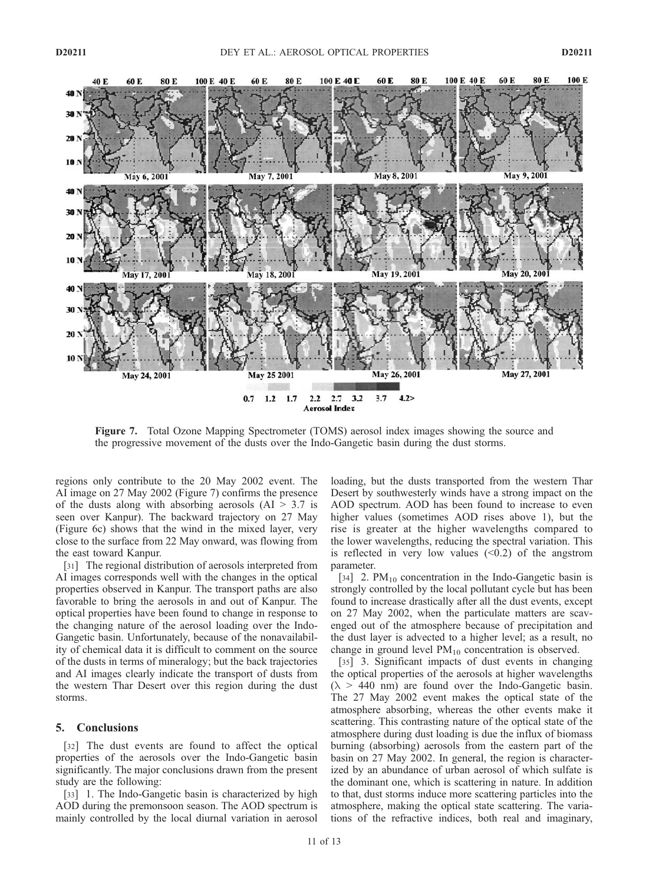**Figure 7.** Total Ozone Mapping Spectrometer (TOMS) aerosol index images showing the source and the progressive movement of the dusts over the Indo-Gangetic basin during the dust storms.

regions only contribute to the 20 May 2002 event. The AI image on 27 May 2002 (Figure 7) confirms the presence of the dusts along with absorbing aerosols (AI > 3.7 is seen over Kanpur). The backward trajectory on 27 May (Figure 6c) shows that the wind in the mixed layer, very close to the surface from 22 May onward, was flowing from the east toward Kanpur.

[31] The regional distribution of aerosols interpreted from AI images corresponds well with the changes in the optical properties observed in Kanpur. The transport paths are also favorable to bring the aerosols in and out of Kanpur. The optical properties have been found to change in response to the changing nature of the aerosol loading over the Indo-Gangetic basin. Unfortunately, because of the nonavailability of chemical data it is difficult to comment on the source of the dusts in terms of mineralogy; but the back trajectories and AI images clearly indicate the transport of dusts from the western Thar Desert over this region during the dust storms.

## 5. Conclusions

[32] The dust events are found to affect the optical properties of the aerosols over the Indo-Gangetic basin significantly. The major conclusions drawn from the present study are the following:

[33] 1. The Indo-Gangetic basin is characterized by high AOD during the premonsoon season. The AOD spectrum is mainly controlled by the local diurnal variation in aerosol loading, but the dusts transported from the western Thar Desert by southwesterly winds have a strong impact on the AOD spectrum. AOD has been found to increase to even higher values (sometimes AOD rises above 1), but the rise is greater at the higher wavelengths compared to the lower wavelengths, reducing the spectral variation. This is reflected in very low values (<0.2) of the angstrom parameter.

[34] 2. $PM_{10}$ concentration in the Indo-Gangetic basin is strongly controlled by the local pollutant cycle but has been found to increase drastically after all the dust events, except on 27 May 2002, when the particulate matters are scavenged out of the atmosphere because of precipitation and the dust layer is advected to a higher level; as a result, no change in ground level $PM_{10}$ concentration is observed.

[35] 3. Significant impacts of dust events in changing the optical properties of the aerosols at higher wavelengths ($\lambda$ > 440 nm) are found over the Indo-Gangetic basin. The 27 May 2002 event makes the optical state of the atmosphere absorbing, whereas the other events make it scattering. This contrasting nature of the optical state of the atmosphere during dust loading is due the influx of biomass burning (absorbing) aerosols from the eastern part of the basin on 27 May 2002. In general, the region is characterized by an abundance of urban aerosol of which sulfate is the dominant one, which is scattering in nature. In addition to that, dust storms induce more scattering particles into the atmosphere, making the optical state scattering. The variations of the refractive indices, both real and imaginary,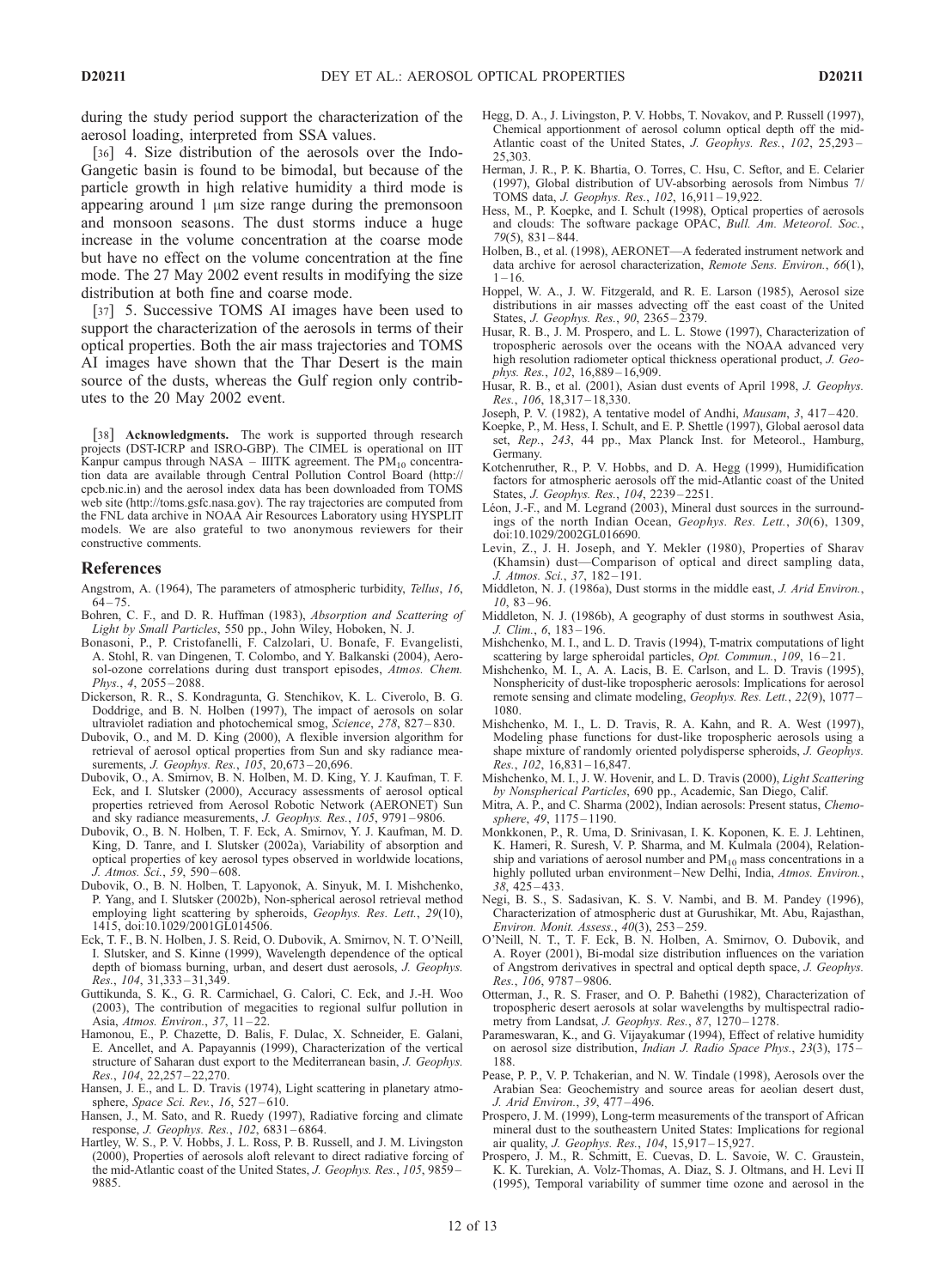during the study period support the characterization of the aerosol loading, interpreted from SSA values.

[36] 4. Size distribution of the aerosols over the Indo-Gangetic basin is found to be bimodal, but because of the particle growth in high relative humidity a third mode is appearing around 1 μm size range during the premonsoon and monsoon seasons. The dust storms induce a huge increase in the volume concentration at the coarse mode but have no effect on the volume concentration at the fine mode. The 27 May 2002 event results in modifying the size distribution at both fine and coarse mode.

[37] 5. Successive TOMS AI images have been used to support the characterization of the aerosols in terms of their optical properties. Both the air mass trajectories and TOMS AI images have shown that the Thar Desert is the main source of the dusts, whereas the Gulf region only contributes to the 20 May 2002 event.

[38] **Acknowledgments.** The work is supported through research projects (DST-ICRP and ISRO-GBP). The CIMEL is operational on IIT Kanpur campus through NASA – IIITK agreement. The $PM_{10}$ concentration data are available through Central Pollution Control Board (http://cpcb.nic.in) and the aerosol index data has been downloaded from TOMS web site (http://toms.gsfc.nasa.gov). The ray trajectories are computed from the FNL data archive in NOAA Air Resources Laboratory using HYSPLIT models. We are also grateful to two anonymous reviewers for their constructive comments.

## References

Angstrom, A. (1964), The parameters of atmospheric turbidity, *Tellus*, *16*, 64–75.

Bohren, C. F., and D. R. Huffman (1983), *Absorption and Scattering of Light by Small Particles*, 550 pp., John Wiley, Hoboken, N. J.

Bonasoni, P., P. Cristofanelli, F. Calzolari, U. Bonafe, F. Evangelisti, A. Stohl, R. van Dingenen, T. Colombo, and Y. Balkanski (2004), Aerosol-ozone correlations during dust transport episodes, *Atmos. Chem. Phys.*, *4*, 2055–2088.

Dickerson, R. R., S. Kondragunta, G. Stenchikov, K. L. Civerolo, B. G. Doddrige, and B. N. Holben (1997), The impact of aerosols on solar ultraviolet radiation and photochemical smog, *Science*, *278*, 827–830.

Dubovik, O., and M. D. King (2000), A flexible inversion algorithm for retrieval of aerosol optical properties from Sun and sky radiance measurements, *J. Geophys. Res.*, *105*, 20,673–20,696.

Dubovik, O., A. Smirnov, B. N. Holben, M. D. King, Y. J. Kaufman, T. F. Eck, and I. Slutsker (2000), Accuracy assessments of aerosol optical properties retrieved from Aerosol Robotic Network (AERONET) Sun and sky radiance measurements, *J. Geophys. Res.*, *105*, 9791–9806.

Dubovik, O., B. N. Holben, T. F. Eck, A. Smirnov, Y. J. Kaufman, M. D. King, D. Tanre, and I. Slutsker (2002a), Variability of absorption and optical properties of key aerosol types observed in worldwide locations, *J. Atmos. Sci.*, *59*, 590–608.

Dubovik, O., B. N. Holben, T. Lapyonok, A. Sinyuk, M. I. Mishchenko, P. Yang, and I. Slutsker (2002b), Non-spherical aerosol retrieval method employing light scattering by spheroids, *Geophys. Res. Lett.*, *29*(10), 1415, doi:10.1029/2001GL014506.

Eck, T. F., B. N. Holben, J. S. Reid, O. Dubovik, A. Smirnov, N. T. O'Neill, I. Slutsker, and S. Kinne (1999), Wavelength dependence of the optical depth of biomass burning, urban, and desert dust aerosols, *J. Geophys. Res.*, *104*, 31,333–31,349.

Guttikunda, S. K., G. R. Carmichael, G. Calori, C. Eck, and J.-H. Woo (2003), The contribution of megacities to regional sulfur pollution in Asia, *Atmos. Environ.*, *37*, 11–22.

Hamonou, E., P. Chazette, D. Balis, F. Dulac, X. Schneider, E. Galani, E. Ancellet, and A. Papayannis (1999), Characterization of the vertical structure of Saharan dust export to the Mediterranean basin, *J. Geophys. Res.*, *104*, 22,257–22,270.

Hansen, J. E., and L. D. Travis (1974), Light scattering in planetary atmosphere, *Space Sci. Rev.*, *16*, 527–610.

Hansen, J., M. Sato, and R. Ruedy (1997), Radiative forcing and climate response, *J. Geophys. Res.*, *102*, 6831–6864.

Hartley, W. S., P. V. Hobbs, J. L. Ross, P. B. Russell, and J. M. Livingston (2000), Properties of aerosols aloft relevant to direct radiative forcing of the mid-Atlantic coast of the United States, *J. Geophys. Res.*, *105*, 9859–9885.

Hegg, D. A., J. Livingston, P. V. Hobbs, T. Novakov, and P. Russell (1997), Chemical apportionment of aerosol column optical depth off the mid-Atlantic coast of the United States, *J. Geophys. Res.*, *102*, 25,293–25,303.

Herman, J. R., P. K. Bhartia, O. Torres, C. Hsu, C. Seftor, and E. Celarier (1997), Global distribution of UV-absorbing aerosols from Nimbus 7/TOMS data, *J. Geophys. Res.*, *102*, 16,911–19,922.

Hess, M., P. Koepke, and I. Schult (1998), Optical properties of aerosols and clouds: The software package OPAC, *Bull. Am. Meteorol. Soc.*, *79*(5), 831–844.

Holben, B., et al. (1998), AERONET—A federated instrument network and data archive for aerosol characterization, *Remote Sens. Environ.*, *66*(1), 1–16.

Hoppel, W. A., J. W. Fitzgerald, and R. E. Larson (1985), Aerosol size distributions in air masses advecting off the east coast of the United States, *J. Geophys. Res.*, *90*, 2365–2379.

Husar, R. B., J. M. Prospero, and L. L. Stowe (1997), Characterization of tropospheric aerosols over the oceans with the NOAA advanced very high resolution radiometer optical thickness operational product, *J. Geophys. Res.*, *102*, 16,889–16,909.

Husar, R. B., et al. (2001), Asian dust events of April 1998, *J. Geophys. Res.*, *106*, 18,317–18,330.

Joseph, P. V. (1982), A tentative model of Andhi, *Mausam*, *3*, 417–420.

Koepke, P., M. Hess, I. Schult, and E. P. Shettle (1997), Global aerosol data set, *Rep.*, *243*, 44 pp., Max Planck Inst. for Meteorol., Hamburg, Germany.

Kotchenruther, R., P. V. Hobbs, and D. A. Hegg (1999), Humidification factors for atmospheric aerosols off the mid-Atlantic coast of the United States, *J. Geophys. Res.*, *104*, 2239–2251.

Léon, J.-F., and M. Legrand (2003), Mineral dust sources in the surroundings of the north Indian Ocean, *Geophys. Res. Lett.*, *30*(6), 1309, doi:10.1029/2002GL016690.

Levin, Z., J. H. Joseph, and Y. Mekler (1980), Properties of Sharav (Khamsin) dust—Comparison of optical and direct sampling data, *J. Atmos. Sci.*, *37*, 182–191.

Middleton, N. J. (1986a), Dust storms in the middle east, *J. Arid Environ.*, *10*, 83–96.

Middleton, N. J. (1986b), A geography of dust storms in southwest Asia, *J. Clim.*, *6*, 183–196.

Mishchenko, M. I., and L. D. Travis (1994), T-matrix computations of light scattering by large spheroidal particles, *Opt. Commun.*, *109*, 16–21.

Mishchenko, M. I., A. A. Lacis, B. E. Carlson, and L. D. Travis (1995), Nonsphericity of dust-like tropospheric aerosols: Implications for aerosol remote sensing and climate modeling, *Geophys. Res. Lett.*, *22*(9), 1077–1080.

Mishchenko, M. I., L. D. Travis, R. A. Kahn, and R. A. West (1997), Modeling phase functions for dust-like tropospheric aerosols using a shape mixture of randomly oriented polydisperse spheroids, *J. Geophys. Res.*, *102*, 16,831–16,847.

Mishchenko, M. I., J. W. Hovenir, and L. D. Travis (2000), *Light Scattering by Nonspherical Particles*, 690 pp., Academic, San Diego, Calif.

Mitra, A. P., and C. Sharma (2002), Indian aerosols: Present status, *Chemosphere*, *49*, 1175–1190.

Monkkonen, P., R. Uma, D. Srinivasan, I. K. Koponen, K. E. J. Lehtinen, K. Hameri, R. Suresh, V. P. Sharma, and M. Kulmala (2004), Relationship and variations of aerosol number and $PM_{10}$ mass concentrations in a highly polluted urban environment–New Delhi, India, *Atmos. Environ.*, *38*, 425–433.

Negi, B. S., S. Sadasivan, K. S. V. Nambi, and B. M. Pandey (1996), Characterization of atmospheric dust at Gurushikar, Mt. Abu, Rajasthan, *Environ. Monit. Assess.*, *40*(3), 253–259.

O'Neill, N. T., T. F. Eck, B. N. Holben, A. Smirnov, O. Dubovik, and A. Royer (2001), Bi-modal size distribution influences on the variation of Angstrom derivatives in spectral and optical depth space, *J. Geophys. Res.*, *106*, 9787–9806.

Otterman, J., R. S. Fraser, and O. P. Bahethi (1982), Characterization of tropospheric desert aerosols at solar wavelengths by multispectral radiometry from Landsat, *J. Geophys. Res.*, *87*, 1270–1278.

Parameswaran, K., and G. Vijayakumar (1994), Effect of relative humidity on aerosol size distribution, *Indian J. Radio Space Phys.*, *23*(3), 175–188.

Pease, P. P., V. P. Tchakerian, and N. W. Tindale (1998), Aerosols over the Arabian Sea: Geochemistry and source areas for aeolian desert dust, *J. Arid Environ.*, *39*, 477–496.

Prospero, J. M. (1999), Long-term measurements of the transport of African mineral dust to the southeastern United States: Implications for regional air quality, *J. Geophys. Res.*, *104*, 15,917–15,927.

Prospero, J. M., R. Schmitt, E. Cuevas, D. L. Savoie, W. C. Graustein, K. K. Turekian, A. Volz-Thomas, A. Diaz, S. J. Oltmans, and H. Levi II (1995), Temporal variability of summer time ozone and aerosol in the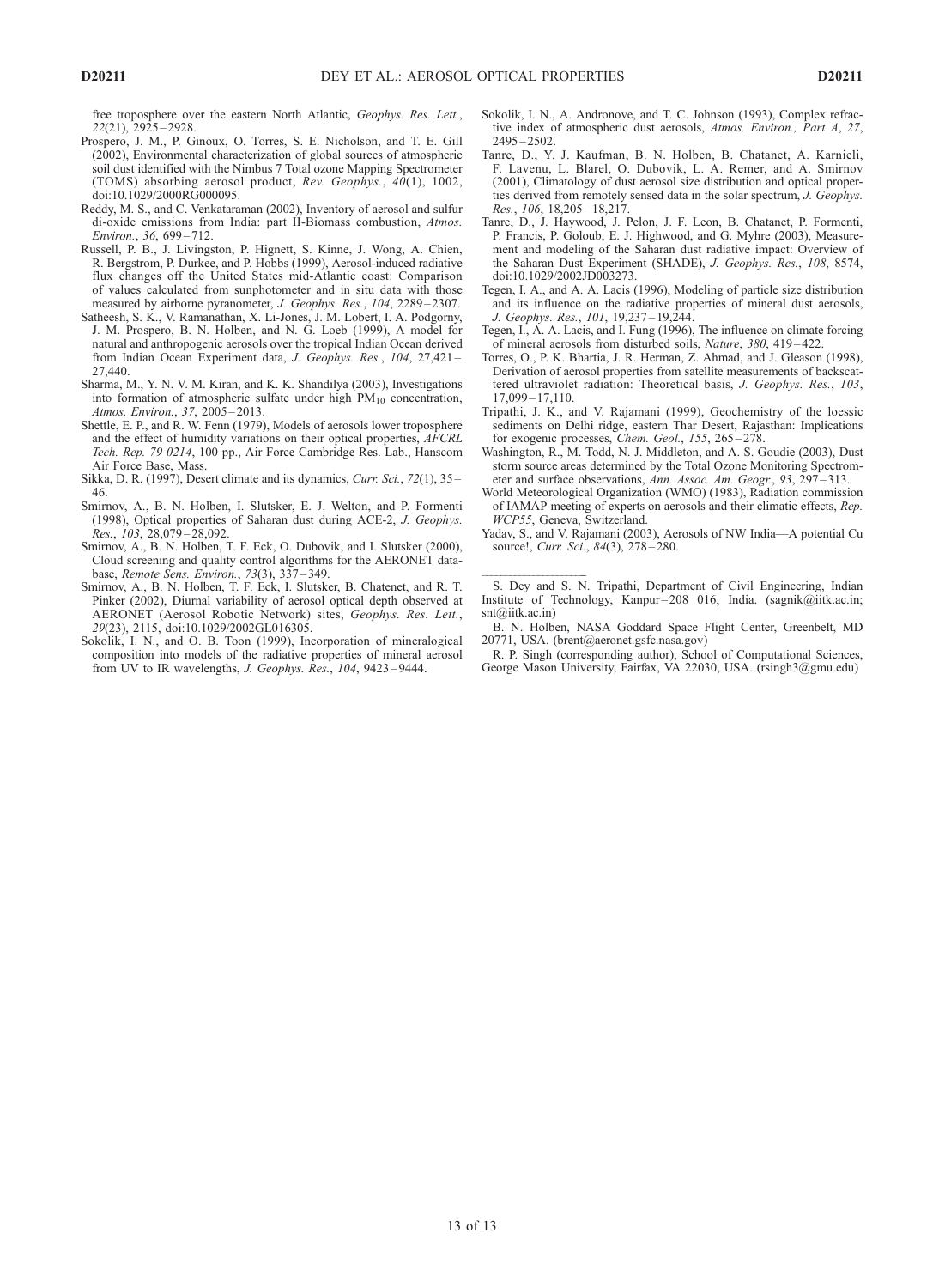free troposphere over the eastern North Atlantic, *Geophys. Res. Lett.*, *22*(21), 2925–2928.

Prospero, J. M., P. Ginoux, O. Torres, S. E. Nicholson, and T. E. Gill (2002), Environmental characterization of global sources of atmospheric soil dust identified with the Nimbus 7 Total ozone Mapping Spectrometer (TOMS) absorbing aerosol product, *Rev. Geophys.*, *40*(1), 1002, doi:10.1029/2000RG000095.

Reddy, M. S., and C. Venkataraman (2002), Inventory of aerosol and sulfur di-oxide emissions from India: part II-Biomass combustion, *Atmos. Environ.*, *36*, 699–712.

Russell, P. B., J. Livingston, P. Hignett, S. Kinne, J. Wong, A. Chien, R. Bergstrom, P. Durkee, and P. Hobbs (1999), Aerosol-induced radiative flux changes off the United States mid-Atlantic coast: Comparison of values calculated from sunphotometer and in situ data with those measured by airborne pyranometer, *J. Geophys. Res.*, *104*, 2289–2307.

Satheesh, S. K., V. Ramanathan, X. Li-Jones, J. M. Lobert, I. A. Podgorny, J. M. Prospero, B. N. Holben, and N. G. Loeb (1999), A model for natural and anthropogenic aerosols over the tropical Indian Ocean derived from Indian Ocean Experiment data, *J. Geophys. Res.*, *104*, 27,421–27,440.

Sharma, M., Y. N. V. M. Kiran, and K. K. Shandilya (2003), Investigations into formation of atmospheric sulfate under high $PM_{10}$ concentration, *Atmos. Environ.*, *37*, 2005–2013.

Shettle, E. P., and R. W. Fenn (1979), Models of aerosols lower troposphere and the effect of humidity variations on their optical properties, *AFCRL Tech. Rep. 79 0214*, 100 pp., Air Force Cambridge Res. Lab., Hanscom Air Force Base, Mass.

Sikka, D. R. (1997), Desert climate and its dynamics, *Curr. Sci.*, *72*(1), 35–46.

Smirnov, A., B. N. Holben, I. Slutsker, E. J. Welton, and P. Formenti (1998), Optical properties of Saharan dust during ACE-2, *J. Geophys. Res.*, *103*, 28,079–28,092.

Smirnov, A., B. N. Holben, T. F. Eck, O. Dubovik, and I. Slutsker (2000), Cloud screening and quality control algorithms for the AERONET database, *Remote Sens. Environ.*, *73*(3), 337–349.

Smirnov, A., B. N. Holben, T. F. Eck, I. Slutsker, B. Chatenet, and R. T. Pinker (2002), Diurnal variability of aerosol optical depth observed at AERONET (Aerosol Robotic Network) sites, *Geophys. Res. Lett.*, *29*(23), 2115, doi:10.1029/2002GL016305.

Sokolik, I. N., and O. B. Toon (1999), Incorporation of mineralogical composition into models of the radiative properties of mineral aerosol from UV to IR wavelengths, *J. Geophys. Res.*, *104*, 9423–9444.

Sokolik, I. N., A. Andronove, and T. C. Johnson (1993), Complex refractive index of atmospheric dust aerosols, *Atmos. Environ., Part A*, *27*, 2495–2502.

Tanre, D., Y. J. Kaufman, B. N. Holben, B. Chatanet, A. Karnieli, F. Lavenu, L. Blarel, O. Dubovik, L. A. Remer, and A. Smirnov (2001), Climatology of dust aerosol size distribution and optical properties derived from remotely sensed data in the solar spectrum, *J. Geophys. Res.*, *106*, 18,205–18,217.

Tanre, D., J. Haywood, J. Pelon, J. F. Leon, B. Chatanet, P. Formenti, P. Francis, P. Goloub, E. J. Highwood, and G. Myhre (2003), Measurement and modeling of the Saharan dust radiative impact: Overview of the Saharan Dust Experiment (SHADE), *J. Geophys. Res.*, *108*, 8574, doi:10.1029/2002JD003273.

Tegen, I. A., and A. A. Lacis (1996), Modeling of particle size distribution and its influence on the radiative properties of mineral dust aerosols, *J. Geophys. Res.*, *101*, 19,237–19,244.

Tegen, I., A. A. Lacis, and I. Fung (1996), The influence on climate forcing of mineral aerosols from disturbed soils, *Nature*, *380*, 419–422.

Torres, O., P. K. Bhartia, J. R. Herman, Z. Ahmad, and J. Gleason (1998), Derivation of aerosol properties from satellite measurements of backscattered ultraviolet radiation: Theoretical basis, *J. Geophys. Res.*, *103*, 17,099–17,110.

Tripathi, J. K., and V. Rajamani (1999), Geochemistry of the loessic sediments on Delhi ridge, eastern Thar Desert, Rajasthan: Implications for exogenic processes, *Chem. Geol.*, *155*, 265–278.

Washington, R., M. Todd, N. J. Middleton, and A. S. Goudie (2003), Dust storm source areas determined by the Total Ozone Monitoring Spectrometer and surface observations, *Ann. Assoc. Am. Geogr.*, *93*, 297–313.

World Meteorological Organization (WMO) (1983), Radiation commission of IAMAP meeting of experts on aerosols and their climatic effects, *Rep. WCP55*, Geneva, Switzerland.

Yadav, S., and V. Rajamani (2003), Aerosols of NW India—A potential Cu source!, *Curr. Sci.*, *84*(3), 278–280.

---

S. Dey and S. N. Tripathi, Department of Civil Engineering, Indian Institute of Technology, Kanpur–208 016, India. (sagnik@iitk.ac.in; snt@iitk.ac.in)

B. N. Holben, NASA Goddard Space Flight Center, Greenbelt, MD 20771, USA. (brent@aeronet.gsfc.nasa.gov)

R. P. Singh (corresponding author), School of Computational Sciences, George Mason University, Fairfax, VA 22030, USA. (rsingh3@gmu.edu)